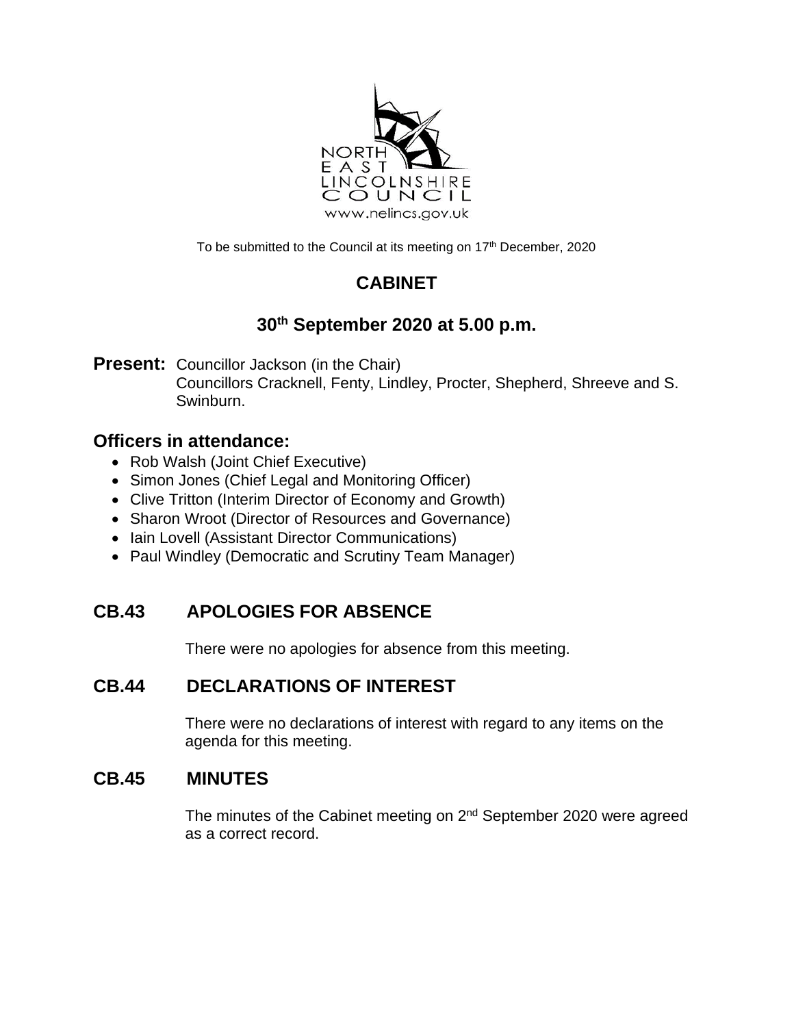NORTH EAST LINCOLNSHIRE COUNCIL
www.nelincs.gov.uk

To be submitted to the Council at its meeting on 17th December, 2020

# CABINET

## 30th September 2020 at 5.00 p.m.

**Present:** Councillor Jackson (in the Chair)
Councillors Cracknell, Fenty, Lindley, Procter, Shepherd, Shreeve and S. Swinburn.

## Officers in attendance:

- Rob Walsh (Joint Chief Executive)
- Simon Jones (Chief Legal and Monitoring Officer)
- Clive Tritton (Interim Director of Economy and Growth)
- Sharon Wroot (Director of Resources and Governance)
- Iain Lovell (Assistant Director Communications)
- Paul Windley (Democratic and Scrutiny Team Manager)

## CB.43 APOLOGIES FOR ABSENCE

There were no apologies for absence from this meeting.

## CB.44 DECLARATIONS OF INTEREST

There were no declarations of interest with regard to any items on the agenda for this meeting.

## CB.45 MINUTES

The minutes of the Cabinet meeting on 2nd September 2020 were agreed as a correct record.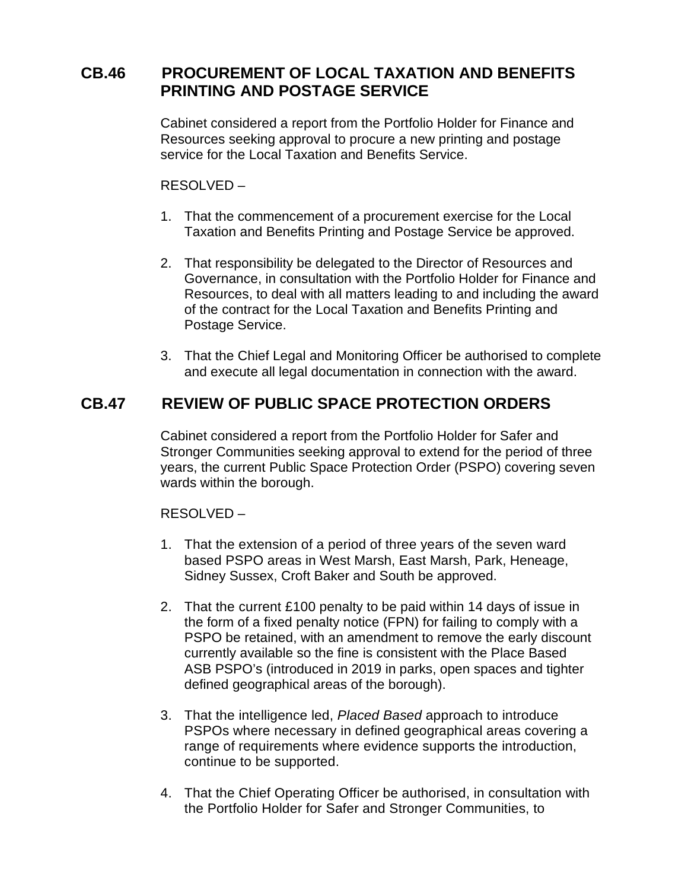## CB.46 PROCUREMENT OF LOCAL TAXATION AND BENEFITS PRINTING AND POSTAGE SERVICE

Cabinet considered a report from the Portfolio Holder for Finance and Resources seeking approval to procure a new printing and postage service for the Local Taxation and Benefits Service.

RESOLVED –

1. That the commencement of a procurement exercise for the Local Taxation and Benefits Printing and Postage Service be approved.

2. That responsibility be delegated to the Director of Resources and Governance, in consultation with the Portfolio Holder for Finance and Resources, to deal with all matters leading to and including the award of the contract for the Local Taxation and Benefits Printing and Postage Service.

3. That the Chief Legal and Monitoring Officer be authorised to complete and execute all legal documentation in connection with the award.

## CB.47 REVIEW OF PUBLIC SPACE PROTECTION ORDERS

Cabinet considered a report from the Portfolio Holder for Safer and Stronger Communities seeking approval to extend for the period of three years, the current Public Space Protection Order (PSPO) covering seven wards within the borough.

RESOLVED –

1. That the extension of a period of three years of the seven ward based PSPO areas in West Marsh, East Marsh, Park, Heneage, Sidney Sussex, Croft Baker and South be approved.

2. That the current £100 penalty to be paid within 14 days of issue in the form of a fixed penalty notice (FPN) for failing to comply with a PSPO be retained, with an amendment to remove the early discount currently available so the fine is consistent with the Place Based ASB PSPO's (introduced in 2019 in parks, open spaces and tighter defined geographical areas of the borough).

3. That the intelligence led, *Placed Based* approach to introduce PSPOs where necessary in defined geographical areas covering a range of requirements where evidence supports the introduction, continue to be supported.

4. That the Chief Operating Officer be authorised, in consultation with the Portfolio Holder for Safer and Stronger Communities, to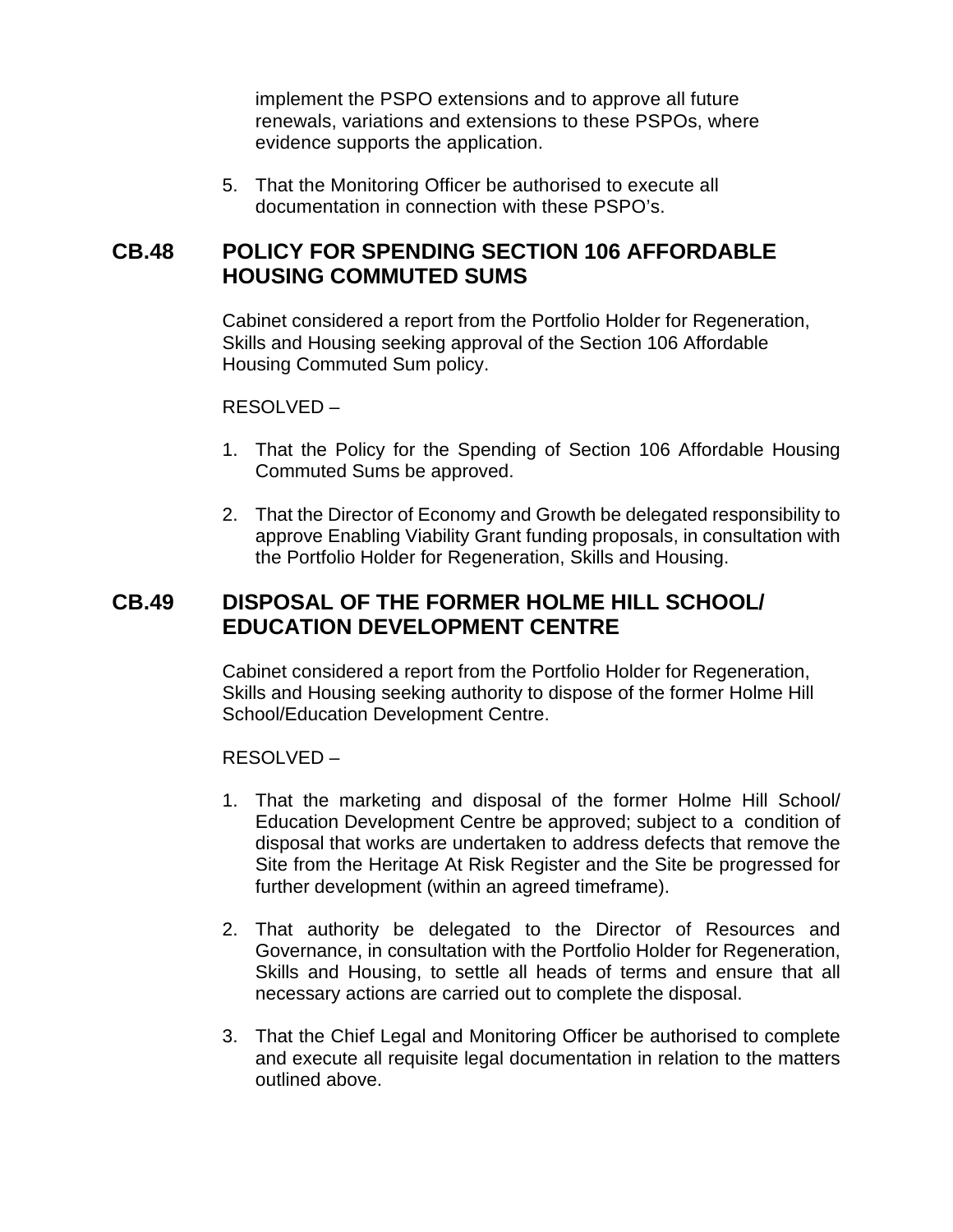implement the PSPO extensions and to approve all future renewals, variations and extensions to these PSPOs, where evidence supports the application.

5. That the Monitoring Officer be authorised to execute all documentation in connection with these PSPO's.

## CB.48 POLICY FOR SPENDING SECTION 106 AFFORDABLE HOUSING COMMUTED SUMS

Cabinet considered a report from the Portfolio Holder for Regeneration, Skills and Housing seeking approval of the Section 106 Affordable Housing Commuted Sum policy.

RESOLVED –

1. That the Policy for the Spending of Section 106 Affordable Housing Commuted Sums be approved.

2. That the Director of Economy and Growth be delegated responsibility to approve Enabling Viability Grant funding proposals, in consultation with the Portfolio Holder for Regeneration, Skills and Housing.

## CB.49 DISPOSAL OF THE FORMER HOLME HILL SCHOOL/ EDUCATION DEVELOPMENT CENTRE

Cabinet considered a report from the Portfolio Holder for Regeneration, Skills and Housing seeking authority to dispose of the former Holme Hill School/Education Development Centre.

RESOLVED –

1. That the marketing and disposal of the former Holme Hill School/ Education Development Centre be approved; subject to a condition of disposal that works are undertaken to address defects that remove the Site from the Heritage At Risk Register and the Site be progressed for further development (within an agreed timeframe).

2. That authority be delegated to the Director of Resources and Governance, in consultation with the Portfolio Holder for Regeneration, Skills and Housing, to settle all heads of terms and ensure that all necessary actions are carried out to complete the disposal.

3. That the Chief Legal and Monitoring Officer be authorised to complete and execute all requisite legal documentation in relation to the matters outlined above.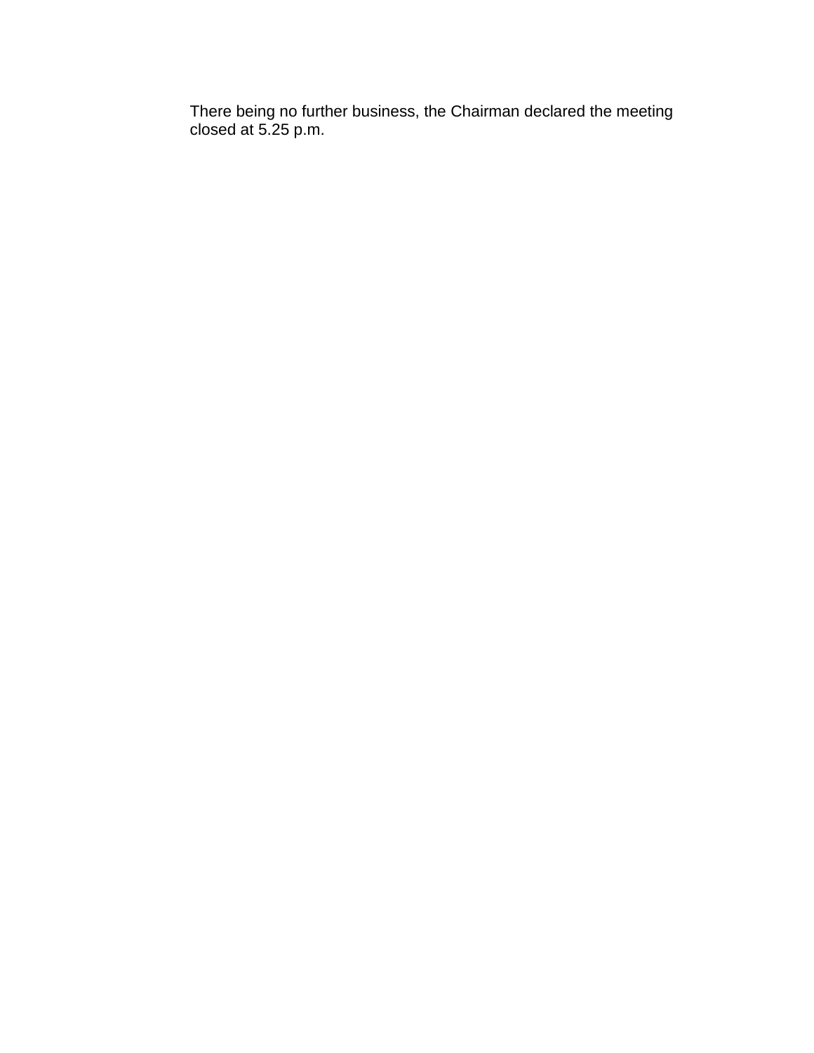There being no further business, the Chairman declared the meeting closed at 5.25 p.m.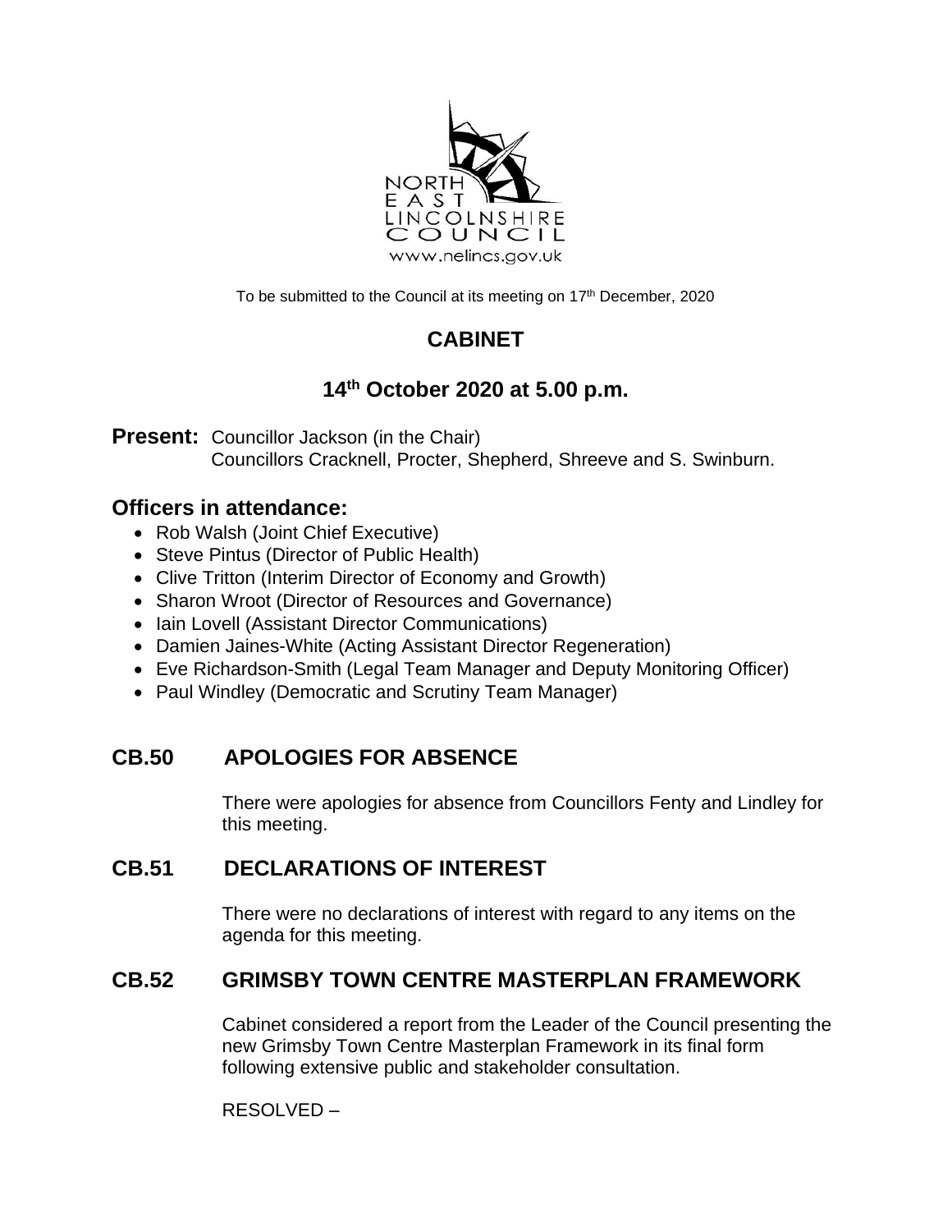To be submitted to the Council at its meeting on 17th December, 2020

# CABINET

## 14th October 2020 at 5.00 p.m.

**Present:** Councillor Jackson (in the Chair)
Councillors Cracknell, Procter, Shepherd, Shreeve and S. Swinburn.

## Officers in attendance:

- Rob Walsh (Joint Chief Executive)
- Steve Pintus (Director of Public Health)
- Clive Tritton (Interim Director of Economy and Growth)
- Sharon Wroot (Director of Resources and Governance)
- Iain Lovell (Assistant Director Communications)
- Damien Jaines-White (Acting Assistant Director Regeneration)
- Eve Richardson-Smith (Legal Team Manager and Deputy Monitoring Officer)
- Paul Windley (Democratic and Scrutiny Team Manager)

## CB.50 APOLOGIES FOR ABSENCE

There were apologies for absence from Councillors Fenty and Lindley for this meeting.

## CB.51 DECLARATIONS OF INTEREST

There were no declarations of interest with regard to any items on the agenda for this meeting.

## CB.52 GRIMSBY TOWN CENTRE MASTERPLAN FRAMEWORK

Cabinet considered a report from the Leader of the Council presenting the new Grimsby Town Centre Masterplan Framework in its final form following extensive public and stakeholder consultation.

RESOLVED –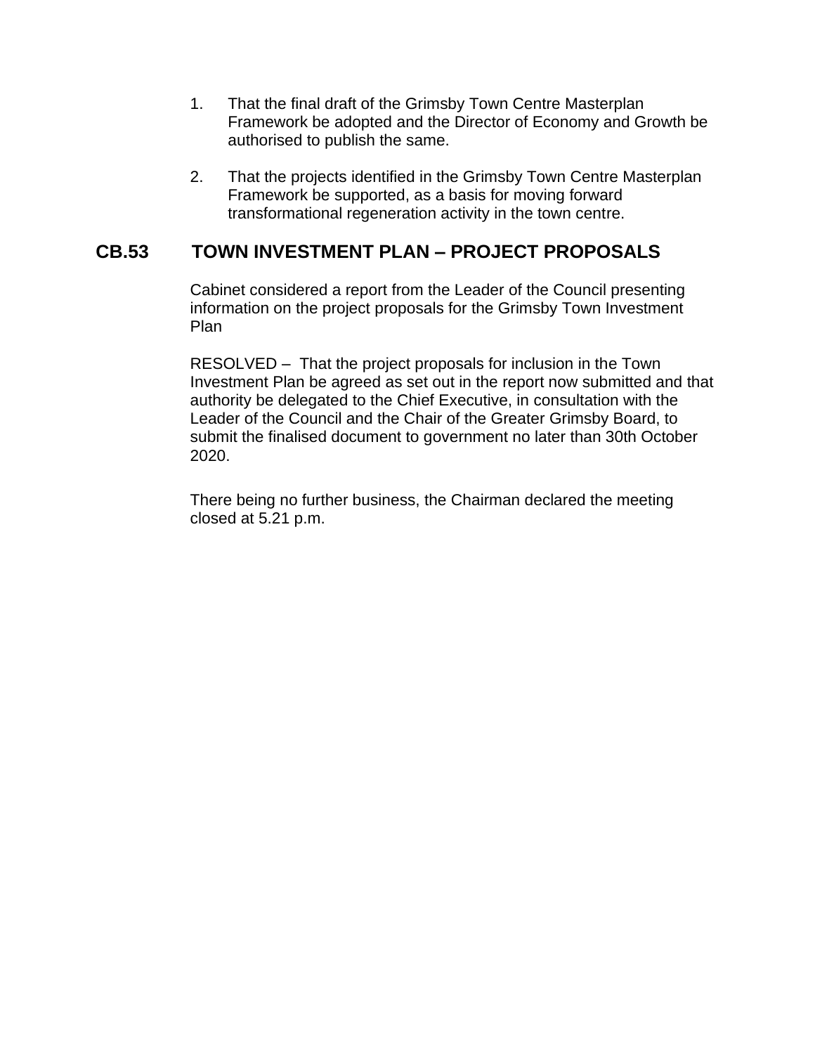1. That the final draft of the Grimsby Town Centre Masterplan Framework be adopted and the Director of Economy and Growth be authorised to publish the same.

2. That the projects identified in the Grimsby Town Centre Masterplan Framework be supported, as a basis for moving forward transformational regeneration activity in the town centre.

## CB.53 TOWN INVESTMENT PLAN – PROJECT PROPOSALS

Cabinet considered a report from the Leader of the Council presenting information on the project proposals for the Grimsby Town Investment Plan

RESOLVED – That the project proposals for inclusion in the Town Investment Plan be agreed as set out in the report now submitted and that authority be delegated to the Chief Executive, in consultation with the Leader of the Council and the Chair of the Greater Grimsby Board, to submit the finalised document to government no later than 30th October 2020.

There being no further business, the Chairman declared the meeting closed at 5.21 p.m.